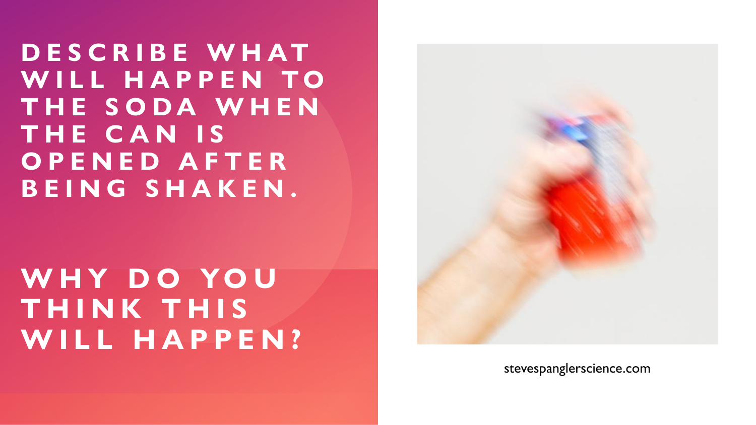DESCRIBE WHAT WILL HAPPEN TO THE SODA WHEN THE CAN IS OPENED AFTER BEING SHAKEN.

WHY DO YOU THINK THIS WILL HAPPEN?

stevespanglerscience.com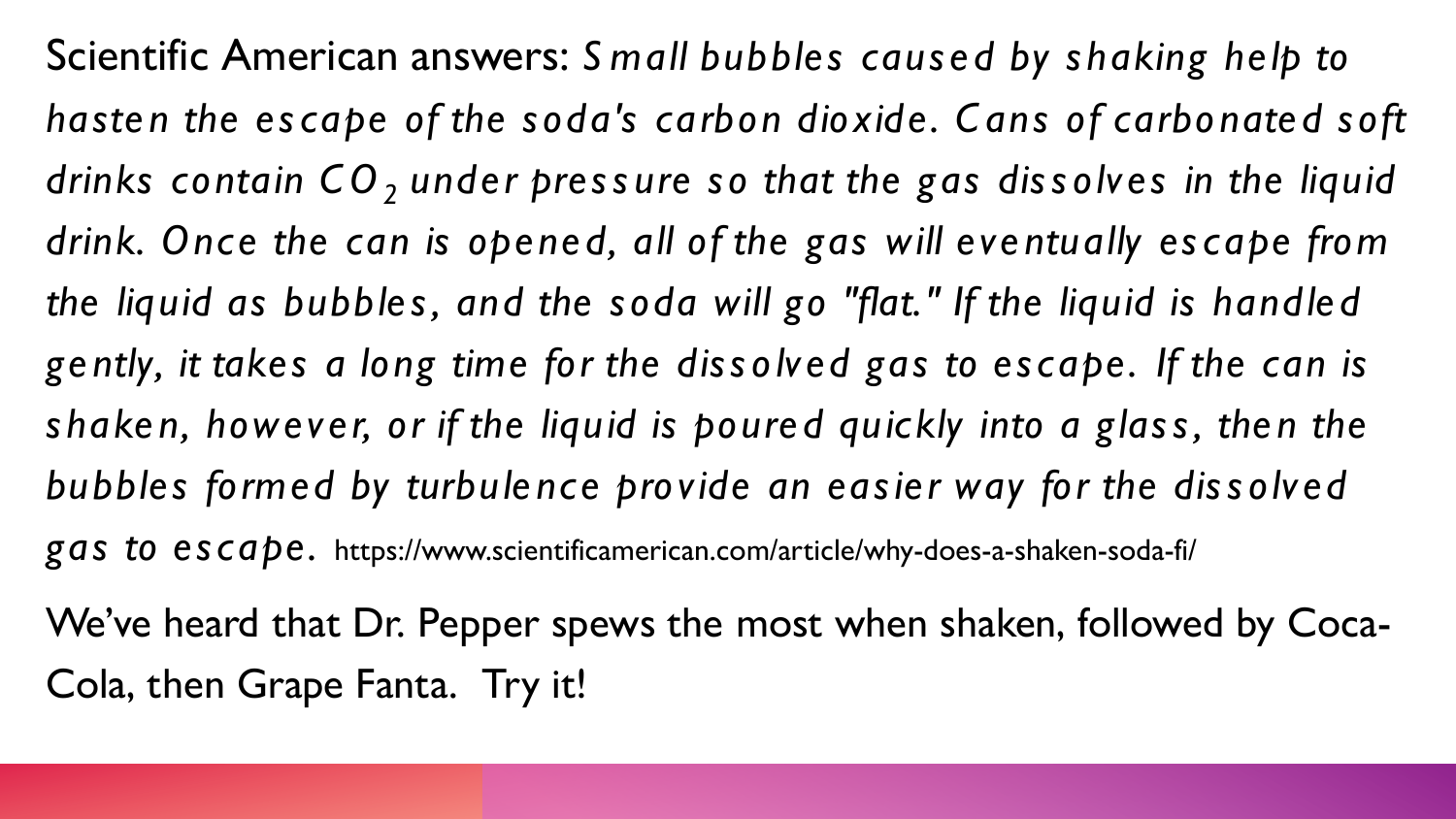Scientific American answers: *Small bubbles caused by shaking help to hasten the escape of the soda's carbon dioxide. Cans of carbonated soft drinks contain $CO_2$ under pressure so that the gas dissolves in the liquid drink. Once the can is opened, all of the gas will eventually escape from the liquid as bubbles, and the soda will go "flat." If the liquid is handled gently, it takes a long time for the dissolved gas to escape. If the can is shaken, however, or if the liquid is poured quickly into a glass, then the bubbles formed by turbulence provide an easier way for the dissolved gas to escape.* https://www.scientificamerican.com/article/why-does-a-shaken-soda-fi/

We've heard that Dr. Pepper spews the most when shaken, followed by Coca-Cola, then Grape Fanta. Try it!